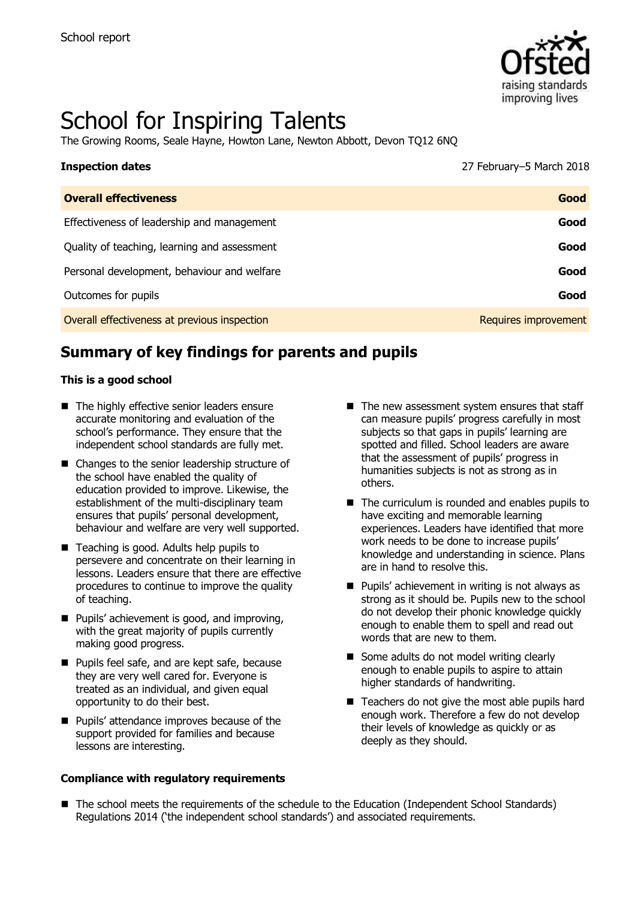School report

# School for Inspiring Talents

The Growing Rooms, Seale Hayne, Howton Lane, Newton Abbott, Devon TQ12 6NQ

**Inspection dates** 27 February–5 March 2018

| **Overall effectiveness** | **Good** |
|---|---|
| Effectiveness of leadership and management | **Good** |
| Quality of teaching, learning and assessment | **Good** |
| Personal development, behaviour and welfare | **Good** |
| Outcomes for pupils | **Good** |
| Overall effectiveness at previous inspection | Requires improvement |

## Summary of key findings for parents and pupils

**This is a good school**

- The highly effective senior leaders ensure accurate monitoring and evaluation of the school's performance. They ensure that the independent school standards are fully met.
- Changes to the senior leadership structure of the school have enabled the quality of education provided to improve. Likewise, the establishment of the multi-disciplinary team ensures that pupils' personal development, behaviour and welfare are very well supported.
- Teaching is good. Adults help pupils to persevere and concentrate on their learning in lessons. Leaders ensure that there are effective procedures to continue to improve the quality of teaching.
- Pupils' achievement is good, and improving, with the great majority of pupils currently making good progress.
- Pupils feel safe, and are kept safe, because they are very well cared for. Everyone is treated as an individual, and given equal opportunity to do their best.
- Pupils' attendance improves because of the support provided for families and because lessons are interesting.
- The new assessment system ensures that staff can measure pupils' progress carefully in most subjects so that gaps in pupils' learning are spotted and filled. School leaders are aware that the assessment of pupils' progress in humanities subjects is not as strong as in others.
- The curriculum is rounded and enables pupils to have exciting and memorable learning experiences. Leaders have identified that more work needs to be done to increase pupils' knowledge and understanding in science. Plans are in hand to resolve this.
- Pupils' achievement in writing is not always as strong as it should be. Pupils new to the school do not develop their phonic knowledge quickly enough to enable them to spell and read out words that are new to them.
- Some adults do not model writing clearly enough to enable pupils to aspire to attain higher standards of handwriting.
- Teachers do not give the most able pupils hard enough work. Therefore a few do not develop their levels of knowledge as quickly or as deeply as they should.

**Compliance with regulatory requirements**

- The school meets the requirements of the schedule to the Education (Independent School Standards) Regulations 2014 ('the independent school standards') and associated requirements.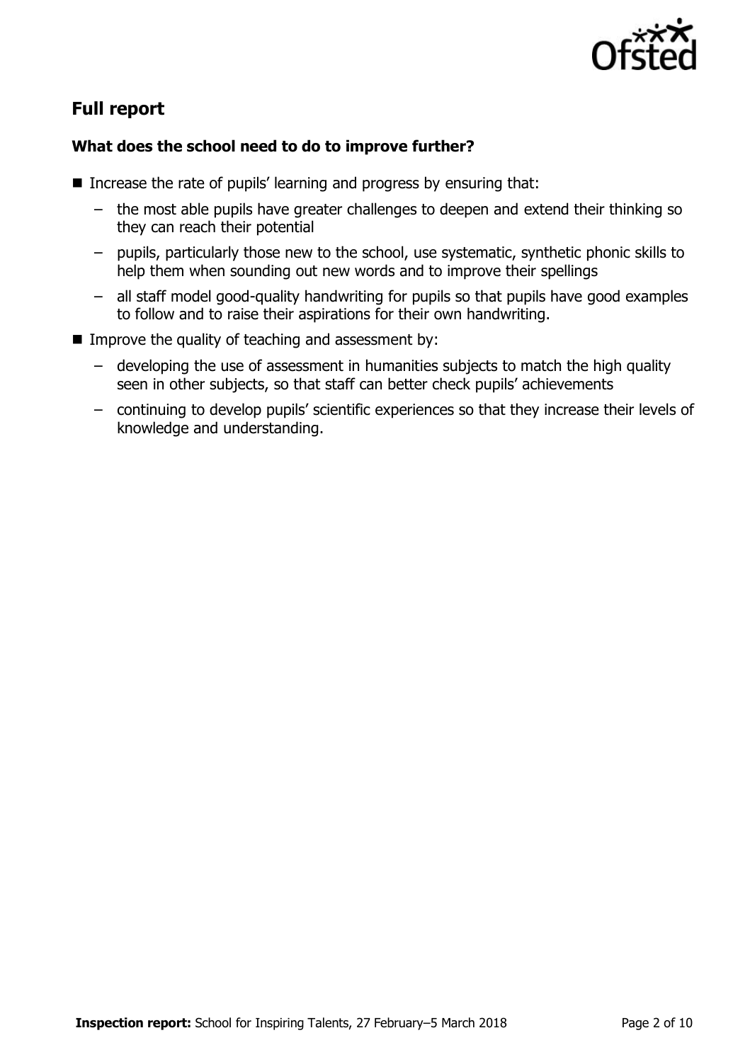## Full report

### What does the school need to do to improve further?

- Increase the rate of pupils' learning and progress by ensuring that:
  - the most able pupils have greater challenges to deepen and extend their thinking so they can reach their potential
  - pupils, particularly those new to the school, use systematic, synthetic phonic skills to help them when sounding out new words and to improve their spellings
  - all staff model good-quality handwriting for pupils so that pupils have good examples to follow and to raise their aspirations for their own handwriting.
- Improve the quality of teaching and assessment by:
  - developing the use of assessment in humanities subjects to match the high quality seen in other subjects, so that staff can better check pupils' achievements
  - continuing to develop pupils' scientific experiences so that they increase their levels of knowledge and understanding.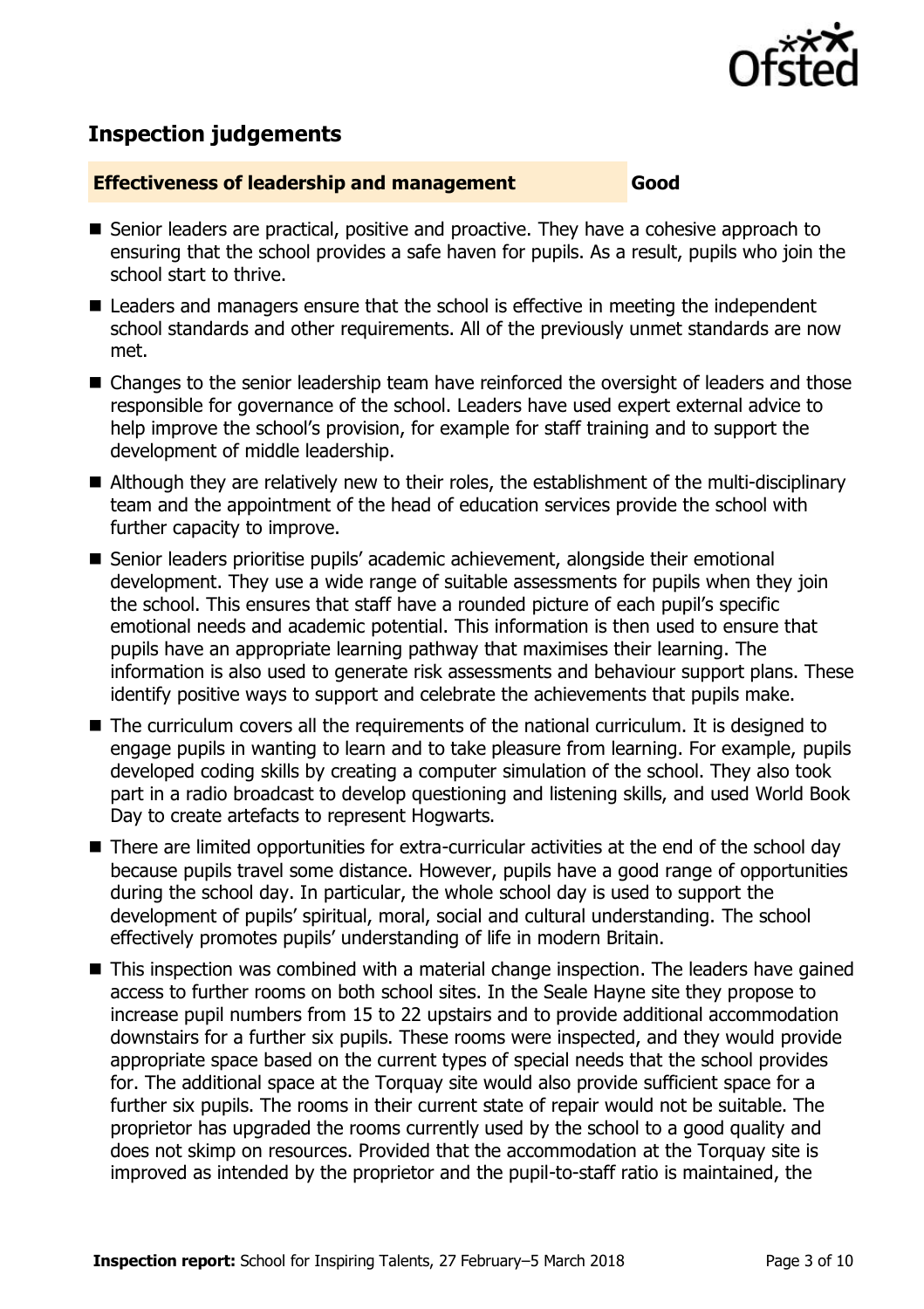## Inspection judgements

| **Effectiveness of leadership and management** | **Good** |
|---|---|

- Senior leaders are practical, positive and proactive. They have a cohesive approach to ensuring that the school provides a safe haven for pupils. As a result, pupils who join the school start to thrive.
- Leaders and managers ensure that the school is effective in meeting the independent school standards and other requirements. All of the previously unmet standards are now met.
- Changes to the senior leadership team have reinforced the oversight of leaders and those responsible for governance of the school. Leaders have used expert external advice to help improve the school's provision, for example for staff training and to support the development of middle leadership.
- Although they are relatively new to their roles, the establishment of the multi-disciplinary team and the appointment of the head of education services provide the school with further capacity to improve.
- Senior leaders prioritise pupils' academic achievement, alongside their emotional development. They use a wide range of suitable assessments for pupils when they join the school. This ensures that staff have a rounded picture of each pupil's specific emotional needs and academic potential. This information is then used to ensure that pupils have an appropriate learning pathway that maximises their learning. The information is also used to generate risk assessments and behaviour support plans. These identify positive ways to support and celebrate the achievements that pupils make.
- The curriculum covers all the requirements of the national curriculum. It is designed to engage pupils in wanting to learn and to take pleasure from learning. For example, pupils developed coding skills by creating a computer simulation of the school. They also took part in a radio broadcast to develop questioning and listening skills, and used World Book Day to create artefacts to represent Hogwarts.
- There are limited opportunities for extra-curricular activities at the end of the school day because pupils travel some distance. However, pupils have a good range of opportunities during the school day. In particular, the whole school day is used to support the development of pupils' spiritual, moral, social and cultural understanding. The school effectively promotes pupils' understanding of life in modern Britain.
- This inspection was combined with a material change inspection. The leaders have gained access to further rooms on both school sites. In the Seale Hayne site they propose to increase pupil numbers from 15 to 22 upstairs and to provide additional accommodation downstairs for a further six pupils. These rooms were inspected, and they would provide appropriate space based on the current types of special needs that the school provides for. The additional space at the Torquay site would also provide sufficient space for a further six pupils. The rooms in their current state of repair would not be suitable. The proprietor has upgraded the rooms currently used by the school to a good quality and does not skimp on resources. Provided that the accommodation at the Torquay site is improved as intended by the proprietor and the pupil-to-staff ratio is maintained, the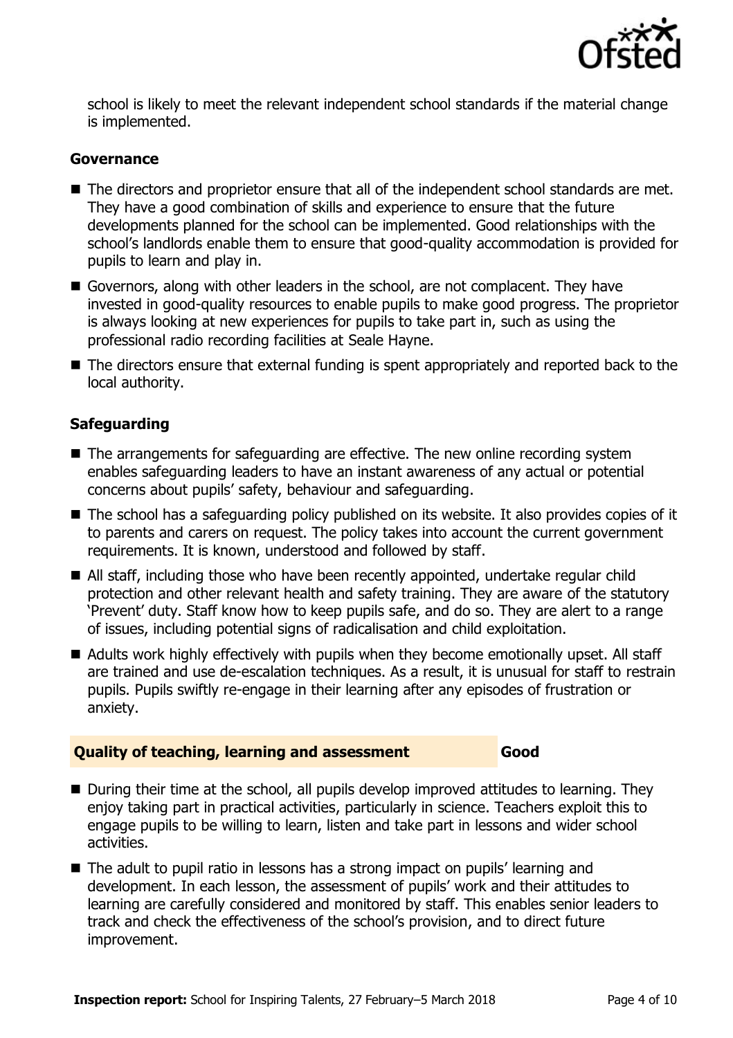school is likely to meet the relevant independent school standards if the material change is implemented.

### Governance

- The directors and proprietor ensure that all of the independent school standards are met. They have a good combination of skills and experience to ensure that the future developments planned for the school can be implemented. Good relationships with the school's landlords enable them to ensure that good-quality accommodation is provided for pupils to learn and play in.
- Governors, along with other leaders in the school, are not complacent. They have invested in good-quality resources to enable pupils to make good progress. The proprietor is always looking at new experiences for pupils to take part in, such as using the professional radio recording facilities at Seale Hayne.
- The directors ensure that external funding is spent appropriately and reported back to the local authority.

### Safeguarding

- The arrangements for safeguarding are effective. The new online recording system enables safeguarding leaders to have an instant awareness of any actual or potential concerns about pupils' safety, behaviour and safeguarding.
- The school has a safeguarding policy published on its website. It also provides copies of it to parents and carers on request. The policy takes into account the current government requirements. It is known, understood and followed by staff.
- All staff, including those who have been recently appointed, undertake regular child protection and other relevant health and safety training. They are aware of the statutory 'Prevent' duty. Staff know how to keep pupils safe, and do so. They are alert to a range of issues, including potential signs of radicalisation and child exploitation.
- Adults work highly effectively with pupils when they become emotionally upset. All staff are trained and use de-escalation techniques. As a result, it is unusual for staff to restrain pupils. Pupils swiftly re-engage in their learning after any episodes of frustration or anxiety.

## Quality of teaching, learning and assessment — Good

- During their time at the school, all pupils develop improved attitudes to learning. They enjoy taking part in practical activities, particularly in science. Teachers exploit this to engage pupils to be willing to learn, listen and take part in lessons and wider school activities.
- The adult to pupil ratio in lessons has a strong impact on pupils' learning and development. In each lesson, the assessment of pupils' work and their attitudes to learning are carefully considered and monitored by staff. This enables senior leaders to track and check the effectiveness of the school's provision, and to direct future improvement.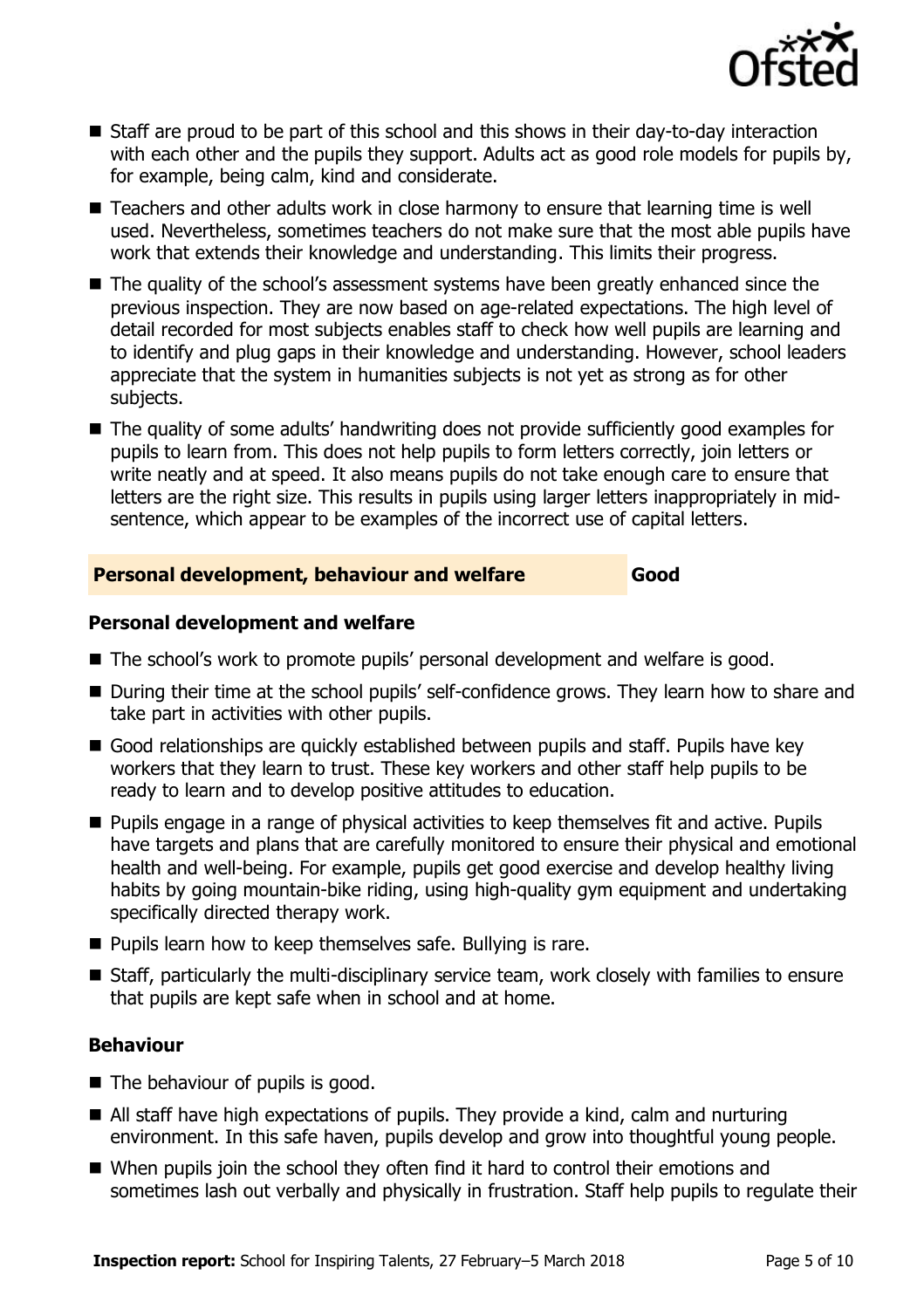- Staff are proud to be part of this school and this shows in their day-to-day interaction with each other and the pupils they support. Adults act as good role models for pupils by, for example, being calm, kind and considerate.
- Teachers and other adults work in close harmony to ensure that learning time is well used. Nevertheless, sometimes teachers do not make sure that the most able pupils have work that extends their knowledge and understanding. This limits their progress.
- The quality of the school's assessment systems have been greatly enhanced since the previous inspection. They are now based on age-related expectations. The high level of detail recorded for most subjects enables staff to check how well pupils are learning and to identify and plug gaps in their knowledge and understanding. However, school leaders appreciate that the system in humanities subjects is not yet as strong as for other subjects.
- The quality of some adults' handwriting does not provide sufficiently good examples for pupils to learn from. This does not help pupils to form letters correctly, join letters or write neatly and at speed. It also means pupils do not take enough care to ensure that letters are the right size. This results in pupils using larger letters inappropriately in mid-sentence, which appear to be examples of the incorrect use of capital letters.

## Personal development, behaviour and welfare — Good

### Personal development and welfare

- The school's work to promote pupils' personal development and welfare is good.
- During their time at the school pupils' self-confidence grows. They learn how to share and take part in activities with other pupils.
- Good relationships are quickly established between pupils and staff. Pupils have key workers that they learn to trust. These key workers and other staff help pupils to be ready to learn and to develop positive attitudes to education.
- Pupils engage in a range of physical activities to keep themselves fit and active. Pupils have targets and plans that are carefully monitored to ensure their physical and emotional health and well-being. For example, pupils get good exercise and develop healthy living habits by going mountain-bike riding, using high-quality gym equipment and undertaking specifically directed therapy work.
- Pupils learn how to keep themselves safe. Bullying is rare.
- Staff, particularly the multi-disciplinary service team, work closely with families to ensure that pupils are kept safe when in school and at home.

### Behaviour

- The behaviour of pupils is good.
- All staff have high expectations of pupils. They provide a kind, calm and nurturing environment. In this safe haven, pupils develop and grow into thoughtful young people.
- When pupils join the school they often find it hard to control their emotions and sometimes lash out verbally and physically in frustration. Staff help pupils to regulate their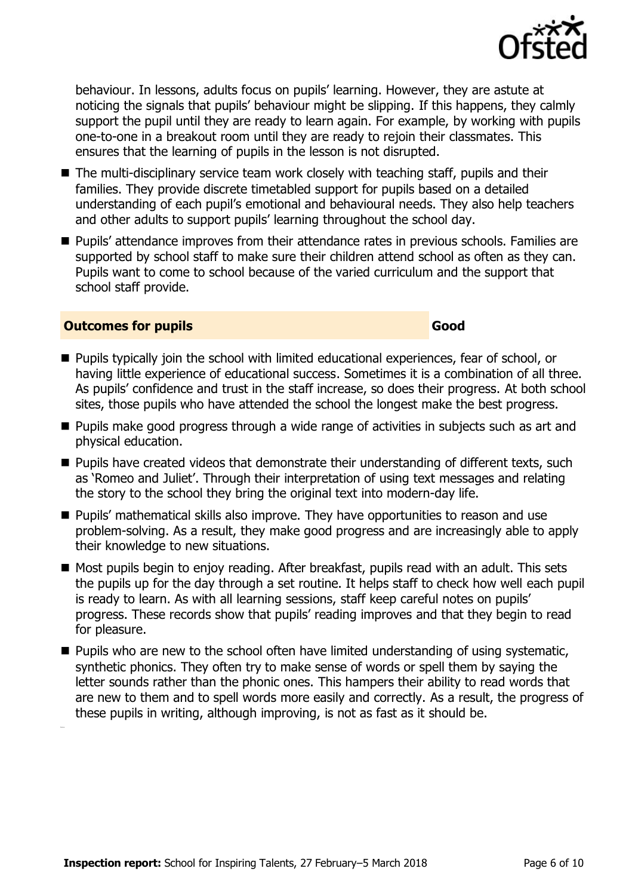behaviour. In lessons, adults focus on pupils' learning. However, they are astute at noticing the signals that pupils' behaviour might be slipping. If this happens, they calmly support the pupil until they are ready to learn again. For example, by working with pupils one-to-one in a breakout room until they are ready to rejoin their classmates. This ensures that the learning of pupils in the lesson is not disrupted.

- The multi-disciplinary service team work closely with teaching staff, pupils and their families. They provide discrete timetabled support for pupils based on a detailed understanding of each pupil's emotional and behavioural needs. They also help teachers and other adults to support pupils' learning throughout the school day.
- Pupils' attendance improves from their attendance rates in previous schools. Families are supported by school staff to make sure their children attend school as often as they can. Pupils want to come to school because of the varied curriculum and the support that school staff provide.

## Outcomes for pupils — Good

- Pupils typically join the school with limited educational experiences, fear of school, or having little experience of educational success. Sometimes it is a combination of all three. As pupils' confidence and trust in the staff increase, so does their progress. At both school sites, those pupils who have attended the school the longest make the best progress.
- Pupils make good progress through a wide range of activities in subjects such as art and physical education.
- Pupils have created videos that demonstrate their understanding of different texts, such as 'Romeo and Juliet'. Through their interpretation of using text messages and relating the story to the school they bring the original text into modern-day life.
- Pupils' mathematical skills also improve. They have opportunities to reason and use problem-solving. As a result, they make good progress and are increasingly able to apply their knowledge to new situations.
- Most pupils begin to enjoy reading. After breakfast, pupils read with an adult. This sets the pupils up for the day through a set routine. It helps staff to check how well each pupil is ready to learn. As with all learning sessions, staff keep careful notes on pupils' progress. These records show that pupils' reading improves and that they begin to read for pleasure.
- Pupils who are new to the school often have limited understanding of using systematic, synthetic phonics. They often try to make sense of words or spell them by saying the letter sounds rather than the phonic ones. This hampers their ability to read words that are new to them and to spell words more easily and correctly. As a result, the progress of these pupils in writing, although improving, is not as fast as it should be.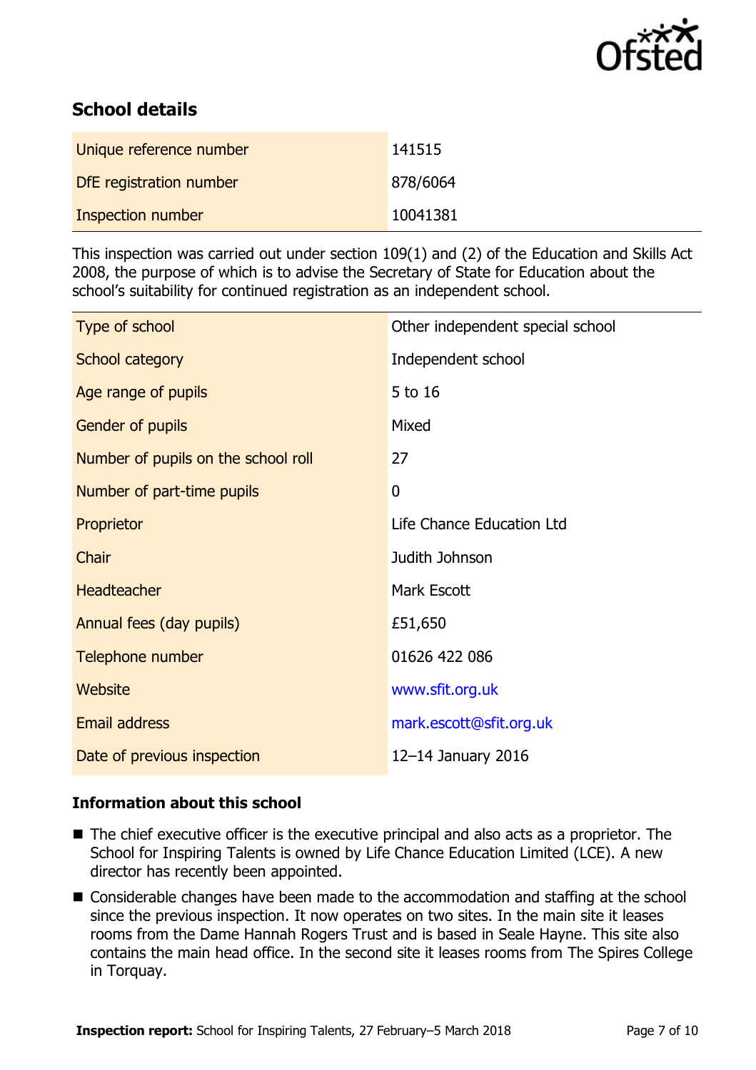## School details

| Unique reference number | 141515 |
| --- | --- |
| DfE registration number | 878/6064 |
| Inspection number | 10041381 |

This inspection was carried out under section 109(1) and (2) of the Education and Skills Act 2008, the purpose of which is to advise the Secretary of State for Education about the school's suitability for continued registration as an independent school.

| Type of school | Other independent special school |
| --- | --- |
| School category | Independent school |
| Age range of pupils | 5 to 16 |
| Gender of pupils | Mixed |
| Number of pupils on the school roll | 27 |
| Number of part-time pupils | 0 |
| Proprietor | Life Chance Education Ltd |
| Chair | Judith Johnson |
| Headteacher | Mark Escott |
| Annual fees (day pupils) | £51,650 |
| Telephone number | 01626 422 086 |
| Website | www.sfit.org.uk |
| Email address | mark.escott@sfit.org.uk |
| Date of previous inspection | 12–14 January 2016 |

### Information about this school

- The chief executive officer is the executive principal and also acts as a proprietor. The School for Inspiring Talents is owned by Life Chance Education Limited (LCE). A new director has recently been appointed.
- Considerable changes have been made to the accommodation and staffing at the school since the previous inspection. It now operates on two sites. In the main site it leases rooms from the Dame Hannah Rogers Trust and is based in Seale Hayne. This site also contains the main head office. In the second site it leases rooms from The Spires College in Torquay.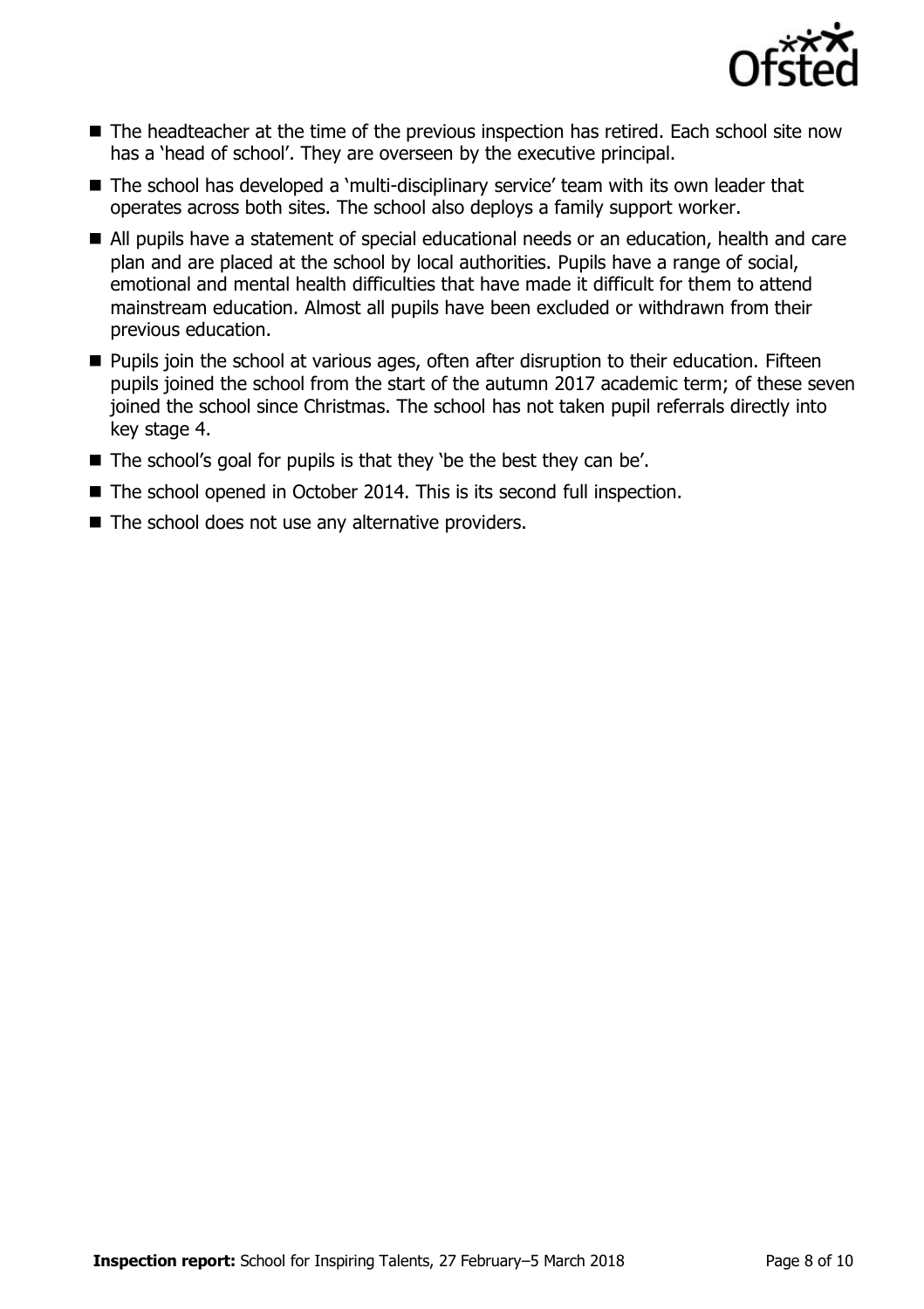- The headteacher at the time of the previous inspection has retired. Each school site now has a 'head of school'. They are overseen by the executive principal.
- The school has developed a 'multi-disciplinary service' team with its own leader that operates across both sites. The school also deploys a family support worker.
- All pupils have a statement of special educational needs or an education, health and care plan and are placed at the school by local authorities. Pupils have a range of social, emotional and mental health difficulties that have made it difficult for them to attend mainstream education. Almost all pupils have been excluded or withdrawn from their previous education.
- Pupils join the school at various ages, often after disruption to their education. Fifteen pupils joined the school from the start of the autumn 2017 academic term; of these seven joined the school since Christmas. The school has not taken pupil referrals directly into key stage 4.
- The school's goal for pupils is that they 'be the best they can be'.
- The school opened in October 2014. This is its second full inspection.
- The school does not use any alternative providers.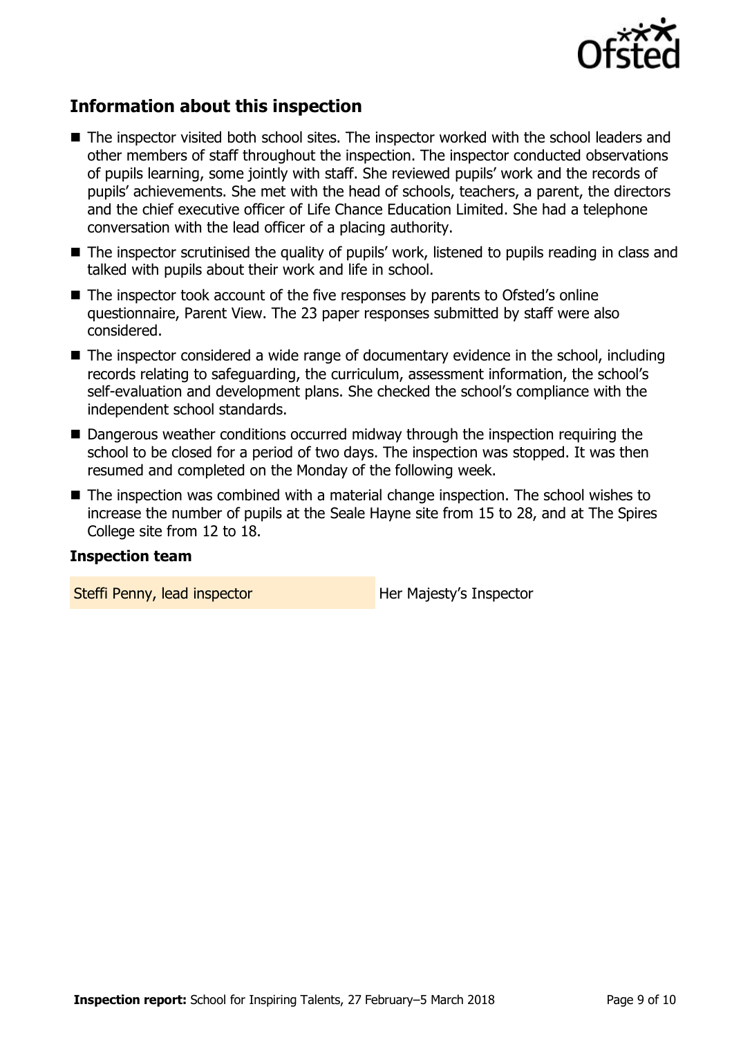## Information about this inspection

- The inspector visited both school sites. The inspector worked with the school leaders and other members of staff throughout the inspection. The inspector conducted observations of pupils learning, some jointly with staff. She reviewed pupils' work and the records of pupils' achievements. She met with the head of schools, teachers, a parent, the directors and the chief executive officer of Life Chance Education Limited. She had a telephone conversation with the lead officer of a placing authority.
- The inspector scrutinised the quality of pupils' work, listened to pupils reading in class and talked with pupils about their work and life in school.
- The inspector took account of the five responses by parents to Ofsted's online questionnaire, Parent View. The 23 paper responses submitted by staff were also considered.
- The inspector considered a wide range of documentary evidence in the school, including records relating to safeguarding, the curriculum, assessment information, the school's self-evaluation and development plans. She checked the school's compliance with the independent school standards.
- Dangerous weather conditions occurred midway through the inspection requiring the school to be closed for a period of two days. The inspection was stopped. It was then resumed and completed on the Monday of the following week.
- The inspection was combined with a material change inspection. The school wishes to increase the number of pupils at the Seale Hayne site from 15 to 28, and at The Spires College site from 12 to 18.

### Inspection team

| | |
|---|---|
| Steffi Penny, lead inspector | Her Majesty's Inspector |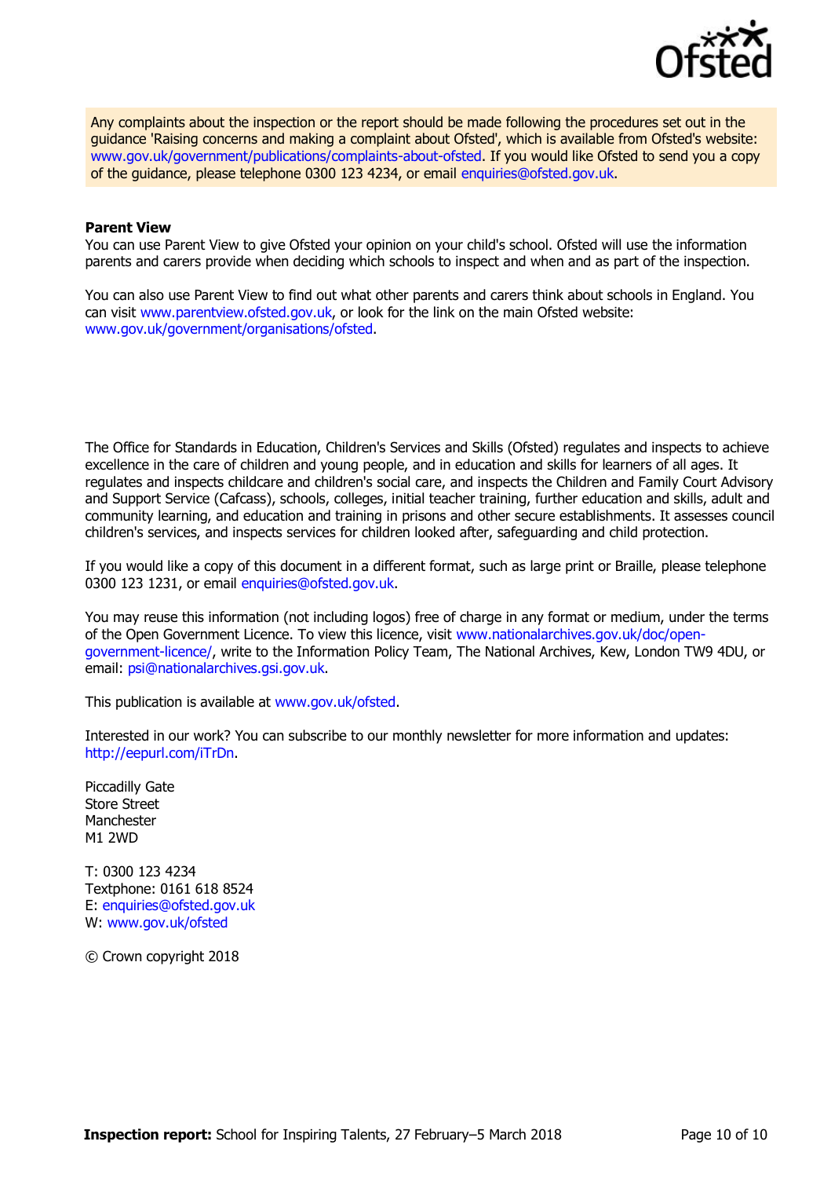Any complaints about the inspection or the report should be made following the procedures set out in the guidance 'Raising concerns and making a complaint about Ofsted', which is available from Ofsted's website: www.gov.uk/government/publications/complaints-about-ofsted. If you would like Ofsted to send you a copy of the guidance, please telephone 0300 123 4234, or email enquiries@ofsted.gov.uk.

**Parent View**

You can use Parent View to give Ofsted your opinion on your child's school. Ofsted will use the information parents and carers provide when deciding which schools to inspect and when and as part of the inspection.

You can also use Parent View to find out what other parents and carers think about schools in England. You can visit www.parentview.ofsted.gov.uk, or look for the link on the main Ofsted website: www.gov.uk/government/organisations/ofsted.

The Office for Standards in Education, Children's Services and Skills (Ofsted) regulates and inspects to achieve excellence in the care of children and young people, and in education and skills for learners of all ages. It regulates and inspects childcare and children's social care, and inspects the Children and Family Court Advisory and Support Service (Cafcass), schools, colleges, initial teacher training, further education and skills, adult and community learning, and education and training in prisons and other secure establishments. It assesses council children's services, and inspects services for children looked after, safeguarding and child protection.

If you would like a copy of this document in a different format, such as large print or Braille, please telephone 0300 123 1231, or email enquiries@ofsted.gov.uk.

You may reuse this information (not including logos) free of charge in any format or medium, under the terms of the Open Government Licence. To view this licence, visit www.nationalarchives.gov.uk/doc/open-government-licence/, write to the Information Policy Team, The National Archives, Kew, London TW9 4DU, or email: psi@nationalarchives.gsi.gov.uk.

This publication is available at www.gov.uk/ofsted.

Interested in our work? You can subscribe to our monthly newsletter for more information and updates: http://eepurl.com/iTrDn.

Piccadilly Gate
Store Street
Manchester
M1 2WD

T: 0300 123 4234
Textphone: 0161 618 8524
E: enquiries@ofsted.gov.uk
W: www.gov.uk/ofsted

© Crown copyright 2018